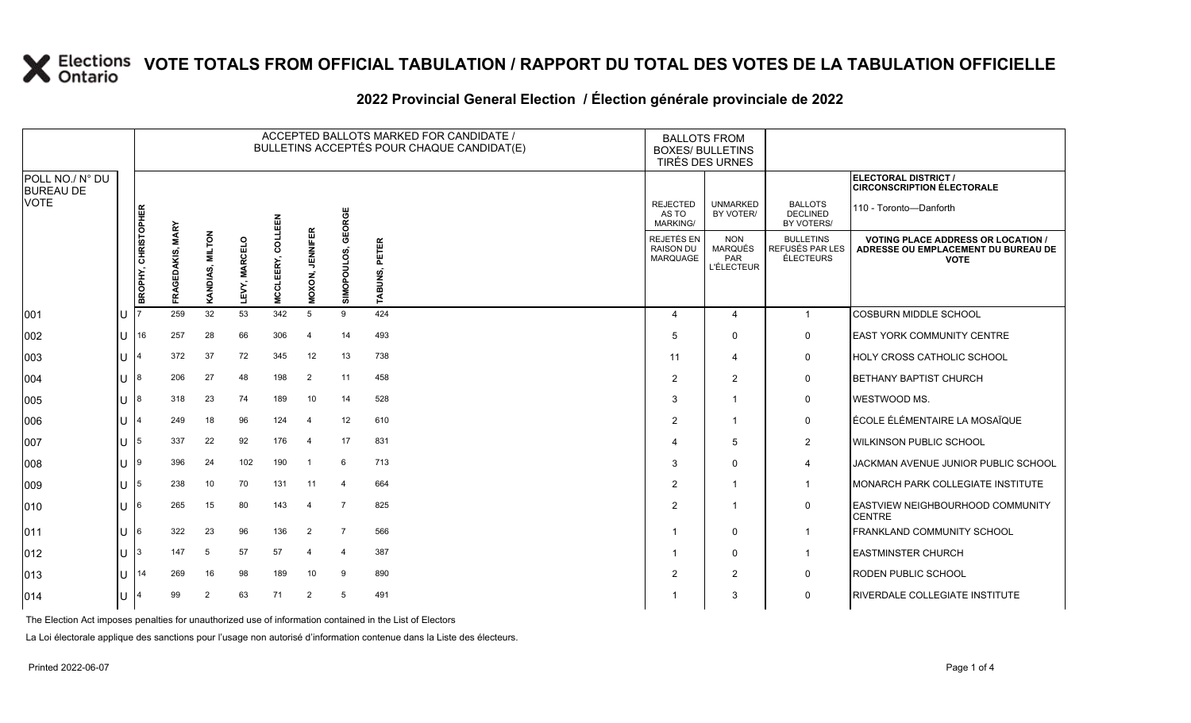# VOTE TOTALS FROM OFFICIAL TABULATION / RAPPORT DU TOTAL DES VOTES DE LA TABULATION OFFICIELLE

## 2022 Provincial General Election / Élection générale provinciale de 2022

ELECTORAL DISTRICT / CIRCONSCRIPTION ÉLECTORALE: 110 - Toronto—Danforth

| POLL NO./ N° DU BUREAU DE VOTE | | ACCEPTED BALLOTS MARKED FOR CANDIDATE / BULLETINS ACCEPTÉS POUR CHAQUE CANDIDAT(E) | | | | | | | | BALLOTS FROM BOXES/ BULLETINS TIRÉS DES URNES | | | |
|---|---|---|---|---|---|---|---|---|---|---|---|---|---|
| | | BROPHY, CHRISTOPHER | FRAGEDAKIS, MARY | KANDIAS, MILTON | LEVY, MARCELO | MCCLEERY, COLLEEN | MOXON, JENNIFER | SIMOPOULOS, GEORGE | TABUNS, PETER | REJECTED AS TO MARKING/ REJETÉS EN RAISON DU MARQUAGE | UNMARKED BY VOTER/ NON MARQUÉS PAR L'ÉLECTEUR | BALLOTS DECLINED BY VOTERS/ BULLETINS REFUSÉS PAR LES ÉLECTEURS | VOTING PLACE ADDRESS OR LOCATION / ADRESSE OU EMPLACEMENT DU BUREAU DE VOTE |
| 001 | U | 7 | 259 | 32 | 53 | 342 | 5 | 9 | 424 | 4 | 4 | 1 | COSBURN MIDDLE SCHOOL |
| 002 | U | 16 | 257 | 28 | 66 | 306 | 4 | 14 | 493 | 5 | 0 | 0 | EAST YORK COMMUNITY CENTRE |
| 003 | U | 4 | 372 | 37 | 72 | 345 | 12 | 13 | 738 | 11 | 4 | 0 | HOLY CROSS CATHOLIC SCHOOL |
| 004 | U | 8 | 206 | 27 | 48 | 198 | 2 | 11 | 458 | 2 | 2 | 0 | BETHANY BAPTIST CHURCH |
| 005 | U | 8 | 318 | 23 | 74 | 189 | 10 | 14 | 528 | 3 | 1 | 0 | WESTWOOD MS. |
| 006 | U | 4 | 249 | 18 | 96 | 124 | 4 | 12 | 610 | 2 | 1 | 0 | ÉCOLE ÉLÉMENTAIRE LA MOSAÏQUE |
| 007 | U | 5 | 337 | 22 | 92 | 176 | 4 | 17 | 831 | 4 | 5 | 2 | WILKINSON PUBLIC SCHOOL |
| 008 | U | 9 | 396 | 24 | 102 | 190 | 1 | 6 | 713 | 3 | 0 | 4 | JACKMAN AVENUE JUNIOR PUBLIC SCHOOL |
| 009 | U | 5 | 238 | 10 | 70 | 131 | 11 | 4 | 664 | 2 | 1 | 1 | MONARCH PARK COLLEGIATE INSTITUTE |
| 010 | U | 6 | 265 | 15 | 80 | 143 | 4 | 7 | 825 | 2 | 1 | 0 | EASTVIEW NEIGHBOURHOOD COMMUNITY CENTRE |
| 011 | U | 6 | 322 | 23 | 96 | 136 | 2 | 7 | 566 | 1 | 0 | 1 | FRANKLAND COMMUNITY SCHOOL |
| 012 | U | 3 | 147 | 5 | 57 | 57 | 4 | 4 | 387 | 1 | 0 | 1 | EASTMINSTER CHURCH |
| 013 | U | 14 | 269 | 16 | 98 | 189 | 10 | 9 | 890 | 2 | 2 | 0 | RODEN PUBLIC SCHOOL |
| 014 | U | 4 | 99 | 2 | 63 | 71 | 2 | 5 | 491 | 1 | 3 | 0 | RIVERDALE COLLEGIATE INSTITUTE |

The Election Act imposes penalties for unauthorized use of information contained in the List of Electors

La Loi électorale applique des sanctions pour l'usage non autorisé d'information contenue dans la Liste des électeurs.

Printed 2022-06-07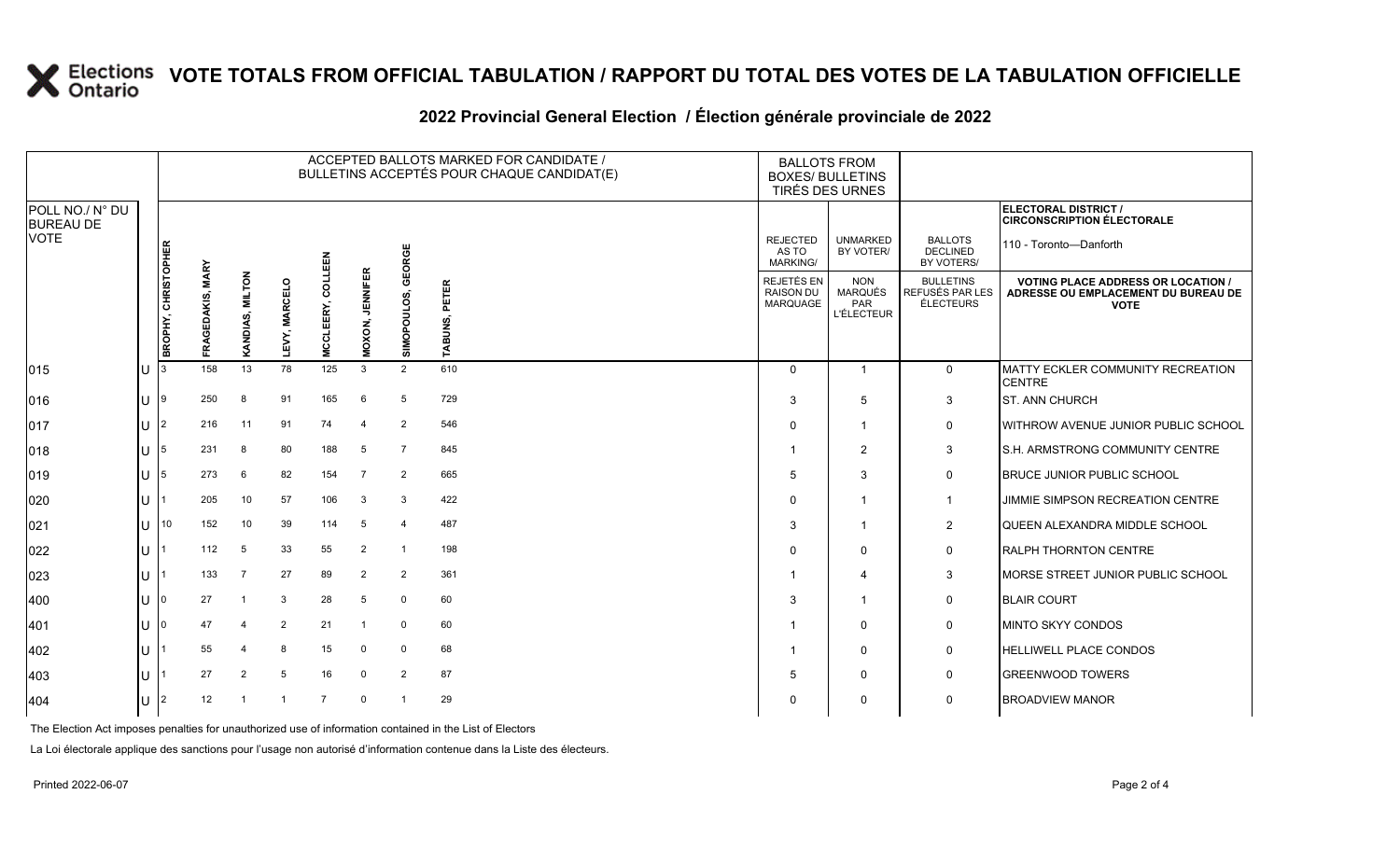# VOTE TOTALS FROM OFFICIAL TABULATION / RAPPORT DU TOTAL DES VOTES DE LA TABULATION OFFICIELLE

## 2022 Provincial General Election / Élection générale provinciale de 2022

ELECTORAL DISTRICT / CIRCONSCRIPTION ÉLECTORALE: 110 - Toronto—Danforth

| POLL NO./ N° DU BUREAU DE VOTE | | BROPHY, CHRISTOPHER | FRAGEDAKIS, MARY | KANDIAS, MILTON | LEVY, MARCELO | MCCLEERY, COLLEEN | MOXON, JENNIFER | SIMOPOULOS, GEORGE | TABUNS, PETER | REJECTED AS TO MARKING/ REJETÉS EN RAISON DU MARQUAGE | UNMARKED BY VOTER/ NON MARQUÉS PAR L'ÉLECTEUR | BALLOTS DECLINED BY VOTERS/ BULLETINS REFUSÉS PAR LES ÉLECTEURS | VOTING PLACE ADDRESS OR LOCATION / ADRESSE OU EMPLACEMENT DU BUREAU DE VOTE |
|---|---|---|---|---|---|---|---|---|---|---|---|---|---|
| 015 | U | 3 | 158 | 13 | 78 | 125 | 3 | 2 | 610 | 0 | 1 | 0 | MATTY ECKLER COMMUNITY RECREATION CENTRE |
| 016 | U | 9 | 250 | 8 | 91 | 165 | 6 | 5 | 729 | 3 | 5 | 3 | ST. ANN CHURCH |
| 017 | U | 2 | 216 | 11 | 91 | 74 | 4 | 2 | 546 | 0 | 1 | 0 | WITHROW AVENUE JUNIOR PUBLIC SCHOOL |
| 018 | U | 5 | 231 | 8 | 80 | 188 | 5 | 7 | 845 | 1 | 2 | 3 | S.H. ARMSTRONG COMMUNITY CENTRE |
| 019 | U | 5 | 273 | 6 | 82 | 154 | 7 | 2 | 665 | 5 | 3 | 0 | BRUCE JUNIOR PUBLIC SCHOOL |
| 020 | U | 1 | 205 | 10 | 57 | 106 | 3 | 3 | 422 | 0 | 1 | 1 | JIMMIE SIMPSON RECREATION CENTRE |
| 021 | U | 10 | 152 | 10 | 39 | 114 | 5 | 4 | 487 | 3 | 1 | 2 | QUEEN ALEXANDRA MIDDLE SCHOOL |
| 022 | U | 1 | 112 | 5 | 33 | 55 | 2 | 1 | 198 | 0 | 0 | 0 | RALPH THORNTON CENTRE |
| 023 | U | 1 | 133 | 7 | 27 | 89 | 2 | 2 | 361 | 1 | 4 | 3 | MORSE STREET JUNIOR PUBLIC SCHOOL |
| 400 | U | 0 | 27 | 1 | 3 | 28 | 5 | 0 | 60 | 3 | 1 | 0 | BLAIR COURT |
| 401 | U | 0 | 47 | 4 | 2 | 21 | 1 | 0 | 60 | 1 | 0 | 0 | MINTO SKYY CONDOS |
| 402 | U | 1 | 55 | 4 | 8 | 15 | 0 | 0 | 68 | 1 | 0 | 0 | HELLIWELL PLACE CONDOS |
| 403 | U | 1 | 27 | 2 | 5 | 16 | 0 | 2 | 87 | 5 | 0 | 0 | GREENWOOD TOWERS |
| 404 | U | 2 | 12 | 1 | 1 | 7 | 0 | 1 | 29 | 0 | 0 | 0 | BROADVIEW MANOR |

The Election Act imposes penalties for unauthorized use of information contained in the List of Electors

La Loi électorale applique des sanctions pour l'usage non autorisé d'information contenue dans la Liste des électeurs.

Printed 2022-06-07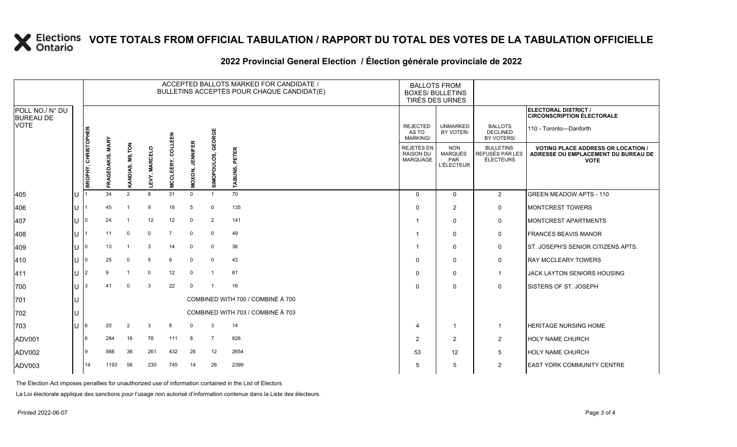# VOTE TOTALS FROM OFFICIAL TABULATION / RAPPORT DU TOTAL DES VOTES DE LA TABULATION OFFICIELLE

## 2022 Provincial General Election / Élection générale provinciale de 2022

ELECTORAL DISTRICT / CIRCONSCRIPTION ÉLECTORALE: 110 - Toronto—Danforth

| POLL NO./ N° DU BUREAU DE VOTE | | ACCEPTED BALLOTS MARKED FOR CANDIDATE / BULLETINS ACCEPTÉS POUR CHAQUE CANDIDAT(E) | | | | | | | | BALLOTS FROM BOXES/ BULLETINS TIRÉS DES URNES | | | |
|---|---|---|---|---|---|---|---|---|---|---|---|---|---|
| | | BROPHY, CHRISTOPHER | FRAGEDAKIS, MARY | KANDIAS, MILTON | LEVY, MARCELO | MCCLEERY, COLLEEN | MOXON, JENNIFER | SIMOPOULOS, GEORGE | TABUNS, PETER | REJECTED AS TO MARKING/ REJETÉS EN RAISON DU MARQUAGE | UNMARKED BY VOTER/ NON MARQUÉS PAR L'ÉLECTEUR | BALLOTS DECLINED BY VOTERS/ BULLETINS REFUSÉS PAR LES ÉLECTEURS | VOTING PLACE ADDRESS OR LOCATION / ADRESSE OU EMPLACEMENT DU BUREAU DE VOTE |
| 405 | U | 1 | 34 | 2 | 8 | 31 | 0 | 1 | 70 | 0 | 0 | 2 | GREEN MEADOW APTS - 110 |
| 406 | U | 1 | 45 | 1 | 9 | 18 | 5 | 0 | 135 | 0 | 2 | 0 | MONTCREST TOWERS |
| 407 | U | 0 | 24 | 1 | 12 | 12 | 0 | 2 | 141 | 1 | 0 | 0 | MONTCREST APARTMENTS |
| 408 | U | 1 | 11 | 0 | 0 | 7 | 0 | 0 | 49 | 1 | 0 | 0 | FRANCES BEAVIS MANOR |
| 409 | U | 0 | 13 | 1 | 3 | 14 | 0 | 0 | 36 | 1 | 0 | 0 | ST. JOSEPH'S SENIOR CITIZENS APTS. |
| 410 | U | 0 | 25 | 0 | 5 | 9 | 0 | 0 | 43 | 0 | 0 | 0 | RAY MCCLEARY TOWERS |
| 411 | U | 2 | 9 | 1 | 0 | 12 | 0 | 1 | 61 | 0 | 0 | 1 | JACK LAYTON SENIORS HOUSING |
| 700 | U | 3 | 41 | 0 | 3 | 22 | 0 | 1 | 16 | 0 | 0 | 0 | SISTERS OF ST. JOSEPH |
| 701 | U | COMBINED WITH 700 / COMBINÉ À 700 | | | | | | | | | | | |
| 702 | U | COMBINED WITH 703 / COMBINÉ À 703 | | | | | | | | | | | |
| 703 | U | 6 | 20 | 2 | 3 | 8 | 0 | 3 | 14 | 4 | 1 | 1 | HERITAGE NURSING HOME |
| ADV001 | | 6 | 284 | 16 | 78 | 111 | 8 | 7 | 826 | 2 | 2 | 2 | HOLY NAME CHURCH |
| ADV002 | | 9 | 988 | 36 | 261 | 432 | 26 | 12 | 2654 | 53 | 12 | 5 | HOLY NAME CHURCH |
| ADV003 | | 14 | 1193 | 56 | 230 | 745 | 14 | 26 | 2399 | 5 | 5 | 2 | EAST YORK COMMUNITY CENTRE |

The Election Act imposes penalties for unauthorized use of information contained in the List of Electors

La Loi électorale applique des sanctions pour l'usage non autorisé d'information contenue dans la Liste des électeurs.

Printed 2022-06-07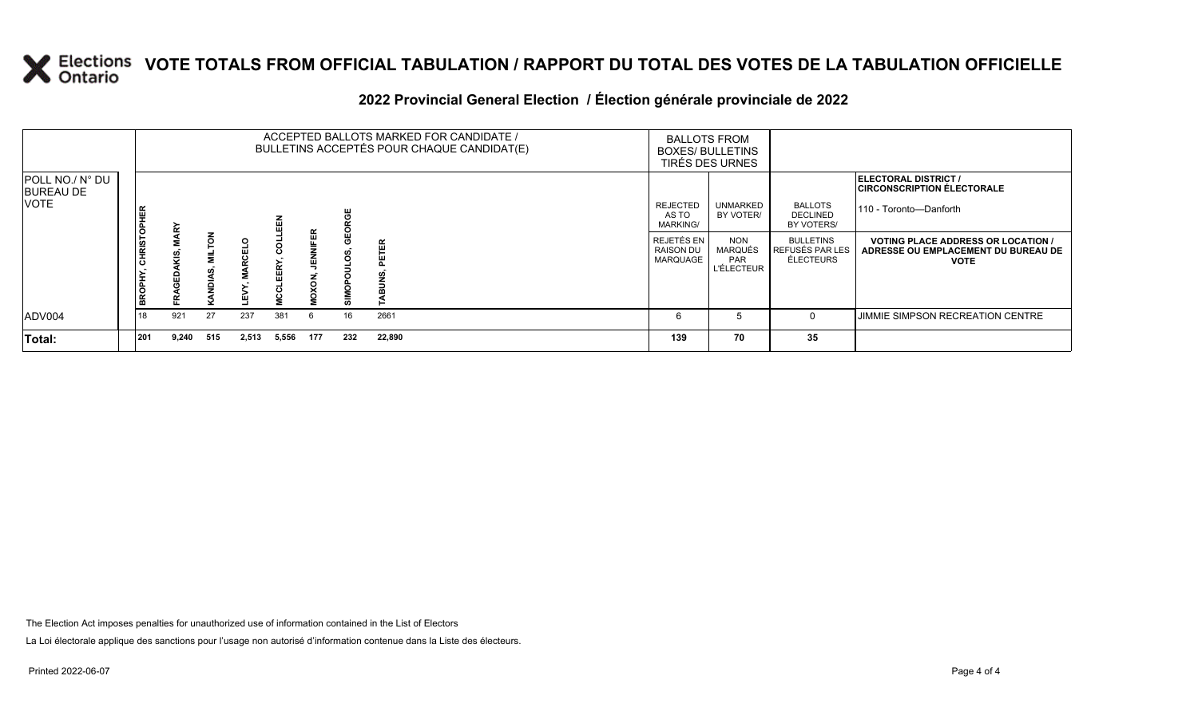# VOTE TOTALS FROM OFFICIAL TABULATION / RAPPORT DU TOTAL DES VOTES DE LA TABULATION OFFICIELLE

## 2022 Provincial General Election / Élection générale provinciale de 2022

| POLL NO./ N° DU BUREAU DE VOTE | ACCEPTED BALLOTS MARKED FOR CANDIDATE / BULLETINS ACCEPTÉS POUR CHAQUE CANDIDAT(E) | | | | | | | | BALLOTS FROM BOXES/ BULLETINS TIRÉS DES URNES | | | ELECTORAL DISTRICT / CIRCONSCRIPTION ÉLECTORALE 110 - Toronto—Danforth |
|---|---|---|---|---|---|---|---|---|---|---|---|---|
| | BROPHY, CHRISTOPHER | FRAGEDAKIS, MARY | KANDIAS, MILTON | LEVY, MARCELO | MCCLEERY, COLLEEN | MOXON, JENNIFER | SIMOPOULOS, GEORGE | TABUNS, PETER | REJECTED AS TO MARKING/ REJETÉS EN RAISON DU MARQUAGE | UNMARKED BY VOTER/ NON MARQUÉS PAR L'ÉLECTEUR | BALLOTS DECLINED BY VOTERS/ BULLETINS REFUSÉS PAR LES ÉLECTEURS | VOTING PLACE ADDRESS OR LOCATION / ADRESSE OU EMPLACEMENT DU BUREAU DE VOTE |
| ADV004 | 18 | 921 | 27 | 237 | 381 | 6 | 16 | 2661 | 6 | 5 | 0 | JIMMIE SIMPSON RECREATION CENTRE |
| **Total:** | **201** | **9,240** | **515** | **2,513** | **5,556** | **177** | **232** | **22,890** | **139** | **70** | **35** | |

The Election Act imposes penalties for unauthorized use of information contained in the List of Electors

La Loi électorale applique des sanctions pour l'usage non autorisé d'information contenue dans la Liste des électeurs.

Printed 2022-06-07